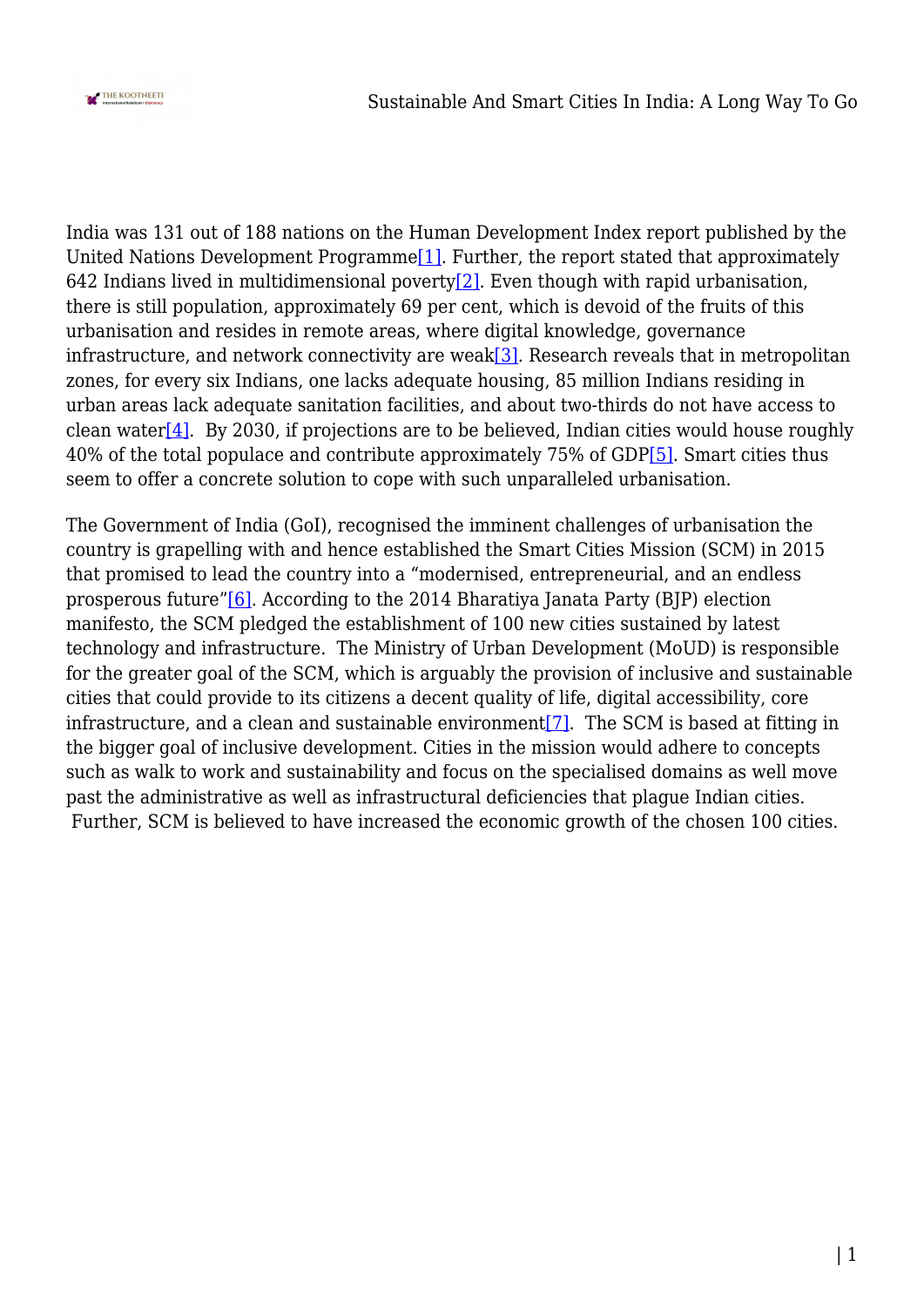India was 131 out of 188 nations on the Human Development Index report published by the United Nations Development Programme[1]. Further, the report stated that approximately 642 Indians lived in multidimensional poverty[2]. Even though with rapid urbanisation, there is still population, approximately 69 per cent, which is devoid of the fruits of this urbanisation and resides in remote areas, where digital knowledge, governance infrastructure, and network connectivity are weak[3]. Research reveals that in metropolitan zones, for every six Indians, one lacks adequate housing, 85 million Indians residing in urban areas lack adequate sanitation facilities, and about two-thirds do not have access to clean water[4]. By 2030, if projections are to be believed, Indian cities would house roughly 40% of the total populace and contribute approximately 75% of GDP[5]. Smart cities thus seem to offer a concrete solution to cope with such unparalleled urbanisation.

The Government of India (GoI), recognised the imminent challenges of urbanisation the country is grapelling with and hence established the Smart Cities Mission (SCM) in 2015 that promised to lead the country into a "modernised, entrepreneurial, and an endless prosperous future"[6]. According to the 2014 Bharatiya Janata Party (BJP) election manifesto, the SCM pledged the establishment of 100 new cities sustained by latest technology and infrastructure. The Ministry of Urban Development (MoUD) is responsible for the greater goal of the SCM, which is arguably the provision of inclusive and sustainable cities that could provide to its citizens a decent quality of life, digital accessibility, core infrastructure, and a clean and sustainable environment[7]. The SCM is based at fitting in the bigger goal of inclusive development. Cities in the mission would adhere to concepts such as walk to work and sustainability and focus on the specialised domains as well move past the administrative as well as infrastructural deficiencies that plague Indian cities. Further, SCM is believed to have increased the economic growth of the chosen 100 cities.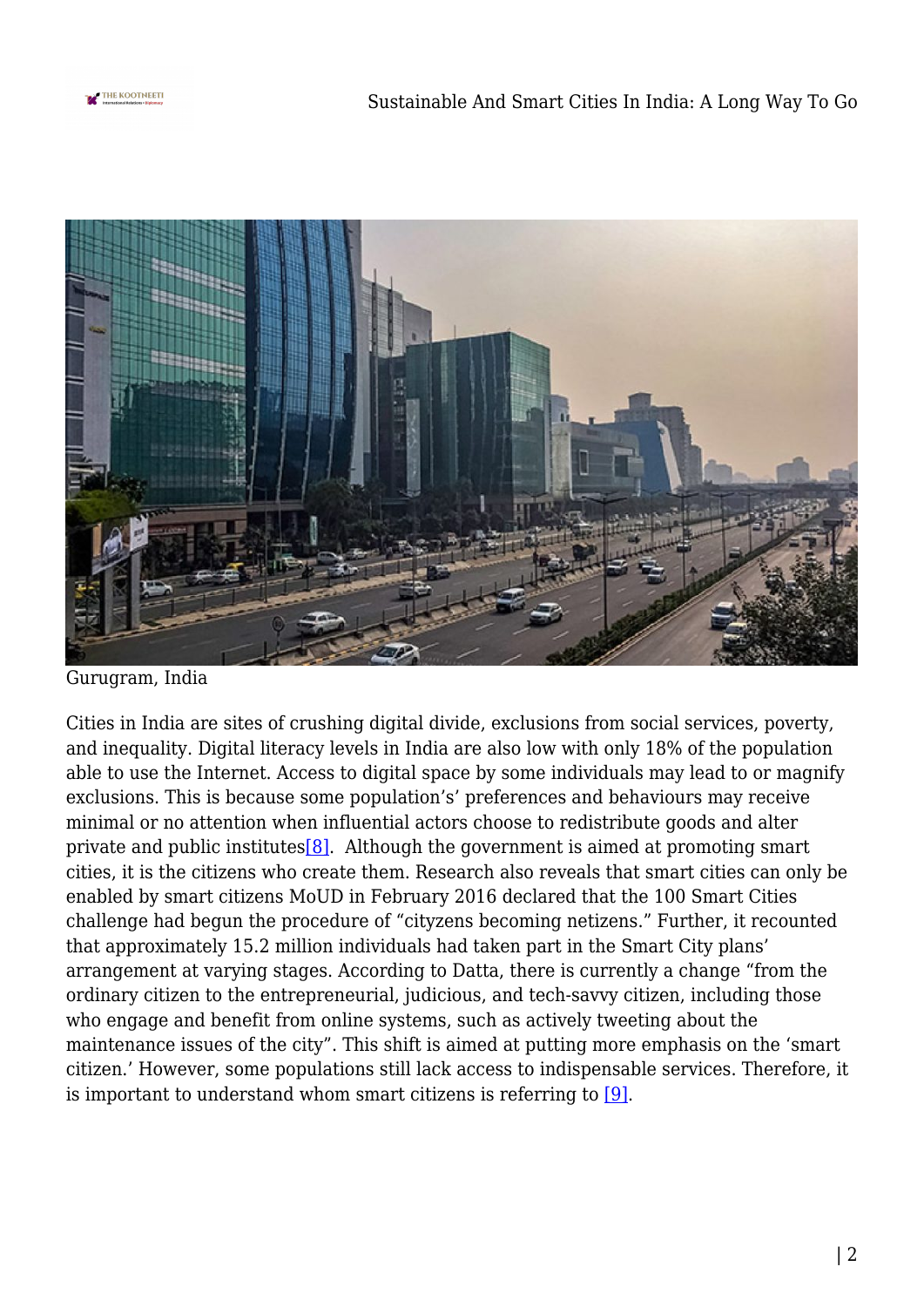Gurugram, India

Cities in India are sites of crushing digital divide, exclusions from social services, poverty, and inequality. Digital literacy levels in India are also low with only 18% of the population able to use the Internet. Access to digital space by some individuals may lead to or magnify exclusions. This is because some population's' preferences and behaviours may receive minimal or no attention when influential actors choose to redistribute goods and alter private and public institutes[8].  Although the government is aimed at promoting smart cities, it is the citizens who create them. Research also reveals that smart cities can only be enabled by smart citizens MoUD in February 2016 declared that the 100 Smart Cities challenge had begun the procedure of "cityzens becoming netizens." Further, it recounted that approximately 15.2 million individuals had taken part in the Smart City plans' arrangement at varying stages. According to Datta, there is currently a change "from the ordinary citizen to the entrepreneurial, judicious, and tech-savvy citizen, including those who engage and benefit from online systems, such as actively tweeting about the maintenance issues of the city". This shift is aimed at putting more emphasis on the 'smart citizen.' However, some populations still lack access to indispensable services. Therefore, it is important to understand whom smart citizens is referring to [9].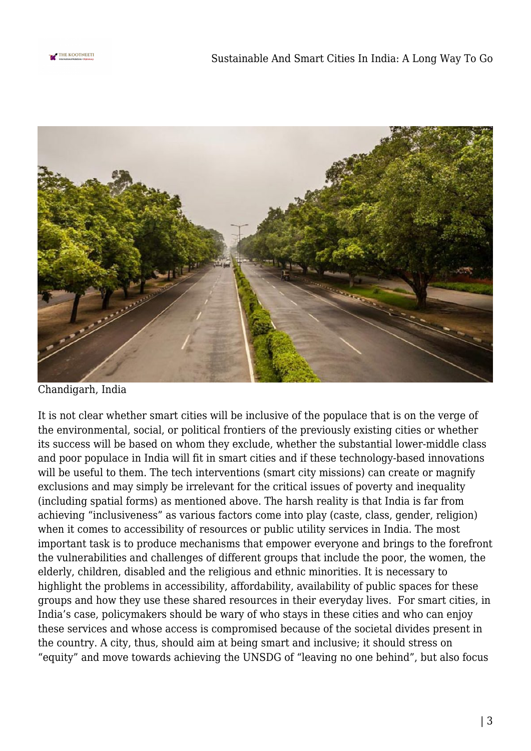Chandigarh, India

It is not clear whether smart cities will be inclusive of the populace that is on the verge of the environmental, social, or political frontiers of the previously existing cities or whether its success will be based on whom they exclude, whether the substantial lower-middle class and poor populace in India will fit in smart cities and if these technology-based innovations will be useful to them. The tech interventions (smart city missions) can create or magnify exclusions and may simply be irrelevant for the critical issues of poverty and inequality (including spatial forms) as mentioned above. The harsh reality is that India is far from achieving "inclusiveness" as various factors come into play (caste, class, gender, religion) when it comes to accessibility of resources or public utility services in India. The most important task is to produce mechanisms that empower everyone and brings to the forefront the vulnerabilities and challenges of different groups that include the poor, the women, the elderly, children, disabled and the religious and ethnic minorities. It is necessary to highlight the problems in accessibility, affordability, availability of public spaces for these groups and how they use these shared resources in their everyday lives. For smart cities, in India's case, policymakers should be wary of who stays in these cities and who can enjoy these services and whose access is compromised because of the societal divides present in the country. A city, thus, should aim at being smart and inclusive; it should stress on "equity" and move towards achieving the UNSDG of "leaving no one behind", but also focus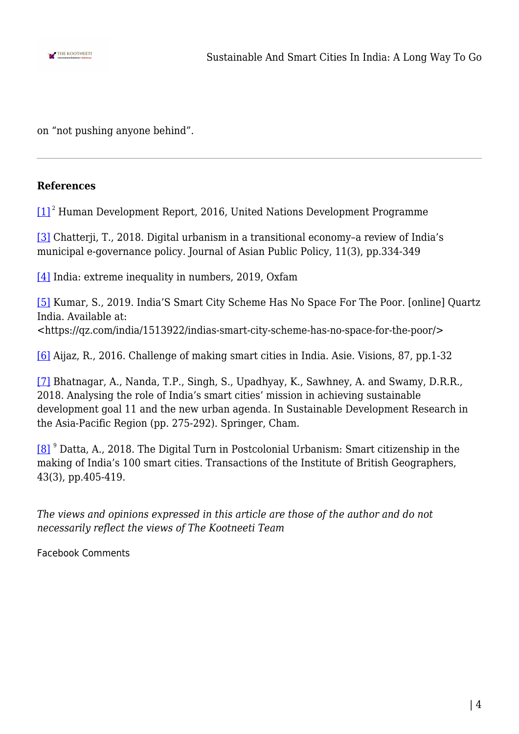on “not pushing anyone behind”.

---

**References**

[1] [2] Human Development Report, 2016, United Nations Development Programme

[3] Chatterji, T., 2018. Digital urbanism in a transitional economy–a review of India’s municipal e-governance policy. Journal of Asian Public Policy, 11(3), pp.334-349

[4] India: extreme inequality in numbers, 2019, Oxfam

[5] Kumar, S., 2019. India’S Smart City Scheme Has No Space For The Poor. [online] Quartz India. Available at: <https://qz.com/india/1513922/indias-smart-city-scheme-has-no-space-for-the-poor/>

[6] Aijaz, R., 2016. Challenge of making smart cities in India. Asie. Visions, 87, pp.1-32

[7] Bhatnagar, A., Nanda, T.P., Singh, S., Upadhyay, K., Sawhney, A. and Swamy, D.R.R., 2018. Analysing the role of India’s smart cities’ mission in achieving sustainable development goal 11 and the new urban agenda. In Sustainable Development Research in the Asia-Pacific Region (pp. 275-292). Springer, Cham.

[8] [9] Datta, A., 2018. The Digital Turn in Postcolonial Urbanism: Smart citizenship in the making of India’s 100 smart cities. Transactions of the Institute of British Geographers, 43(3), pp.405-419.

*The views and opinions expressed in this article are those of the author and do not necessarily reflect the views of The Kootneeti Team*

Facebook Comments